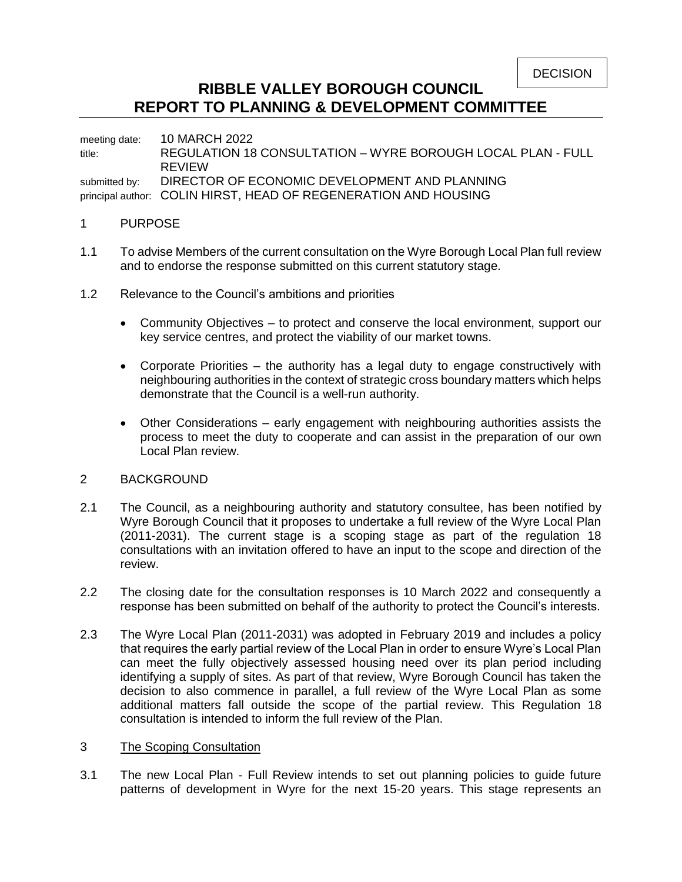DECISION

# RIBBLE VALLEY BOROUGH COUNCIL
# REPORT TO PLANNING & DEVELOPMENT COMMITTEE

meeting date: 10 MARCH 2022
title: REGULATION 18 CONSULTATION – WYRE BOROUGH LOCAL PLAN - FULL REVIEW
submitted by: DIRECTOR OF ECONOMIC DEVELOPMENT AND PLANNING
principal author: COLIN HIRST, HEAD OF REGENERATION AND HOUSING

## 1 PURPOSE

1.1 To advise Members of the current consultation on the Wyre Borough Local Plan full review and to endorse the response submitted on this current statutory stage.

1.2 Relevance to the Council's ambitions and priorities

- Community Objectives – to protect and conserve the local environment, support our key service centres, and protect the viability of our market towns.
- Corporate Priorities – the authority has a legal duty to engage constructively with neighbouring authorities in the context of strategic cross boundary matters which helps demonstrate that the Council is a well-run authority.
- Other Considerations – early engagement with neighbouring authorities assists the process to meet the duty to cooperate and can assist in the preparation of our own Local Plan review.

## 2 BACKGROUND

2.1 The Council, as a neighbouring authority and statutory consultee, has been notified by Wyre Borough Council that it proposes to undertake a full review of the Wyre Local Plan (2011-2031). The current stage is a scoping stage as part of the regulation 18 consultations with an invitation offered to have an input to the scope and direction of the review.

2.2 The closing date for the consultation responses is 10 March 2022 and consequently a response has been submitted on behalf of the authority to protect the Council's interests.

2.3 The Wyre Local Plan (2011-2031) was adopted in February 2019 and includes a policy that requires the early partial review of the Local Plan in order to ensure Wyre's Local Plan can meet the fully objectively assessed housing need over its plan period including identifying a supply of sites. As part of that review, Wyre Borough Council has taken the decision to also commence in parallel, a full review of the Wyre Local Plan as some additional matters fall outside the scope of the partial review. This Regulation 18 consultation is intended to inform the full review of the Plan.

## 3 The Scoping Consultation

3.1 The new Local Plan - Full Review intends to set out planning policies to guide future patterns of development in Wyre for the next 15-20 years. This stage represents an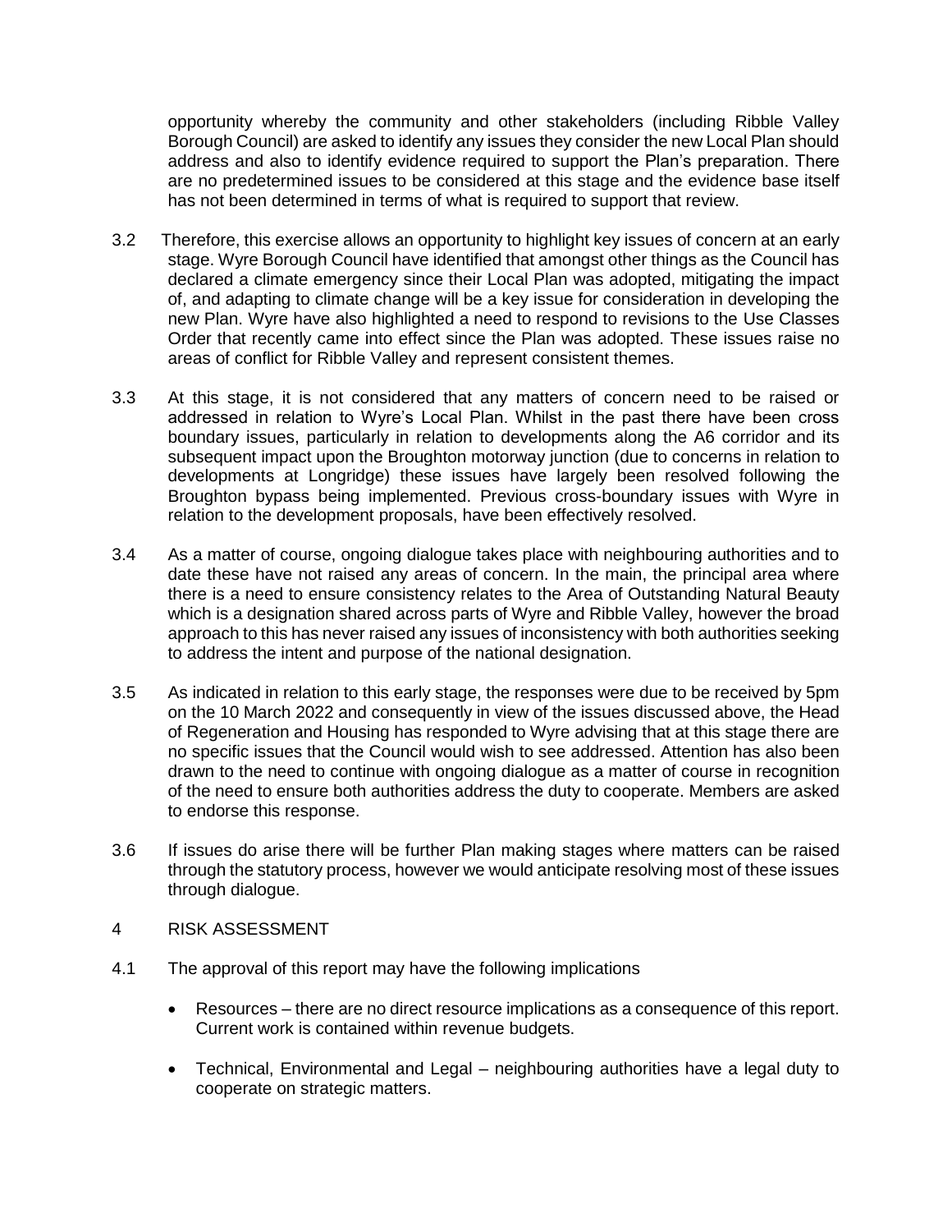opportunity whereby the community and other stakeholders (including Ribble Valley Borough Council) are asked to identify any issues they consider the new Local Plan should address and also to identify evidence required to support the Plan's preparation. There are no predetermined issues to be considered at this stage and the evidence base itself has not been determined in terms of what is required to support that review.

3.2 Therefore, this exercise allows an opportunity to highlight key issues of concern at an early stage. Wyre Borough Council have identified that amongst other things as the Council has declared a climate emergency since their Local Plan was adopted, mitigating the impact of, and adapting to climate change will be a key issue for consideration in developing the new Plan. Wyre have also highlighted a need to respond to revisions to the Use Classes Order that recently came into effect since the Plan was adopted. These issues raise no areas of conflict for Ribble Valley and represent consistent themes.

3.3 At this stage, it is not considered that any matters of concern need to be raised or addressed in relation to Wyre's Local Plan. Whilst in the past there have been cross boundary issues, particularly in relation to developments along the A6 corridor and its subsequent impact upon the Broughton motorway junction (due to concerns in relation to developments at Longridge) these issues have largely been resolved following the Broughton bypass being implemented. Previous cross-boundary issues with Wyre in relation to the development proposals, have been effectively resolved.

3.4 As a matter of course, ongoing dialogue takes place with neighbouring authorities and to date these have not raised any areas of concern. In the main, the principal area where there is a need to ensure consistency relates to the Area of Outstanding Natural Beauty which is a designation shared across parts of Wyre and Ribble Valley, however the broad approach to this has never raised any issues of inconsistency with both authorities seeking to address the intent and purpose of the national designation.

3.5 As indicated in relation to this early stage, the responses were due to be received by 5pm on the 10 March 2022 and consequently in view of the issues discussed above, the Head of Regeneration and Housing has responded to Wyre advising that at this stage there are no specific issues that the Council would wish to see addressed. Attention has also been drawn to the need to continue with ongoing dialogue as a matter of course in recognition of the need to ensure both authorities address the duty to cooperate. Members are asked to endorse this response.

3.6 If issues do arise there will be further Plan making stages where matters can be raised through the statutory process, however we would anticipate resolving most of these issues through dialogue.

## 4 RISK ASSESSMENT

4.1 The approval of this report may have the following implications

- Resources – there are no direct resource implications as a consequence of this report. Current work is contained within revenue budgets.
- Technical, Environmental and Legal – neighbouring authorities have a legal duty to cooperate on strategic matters.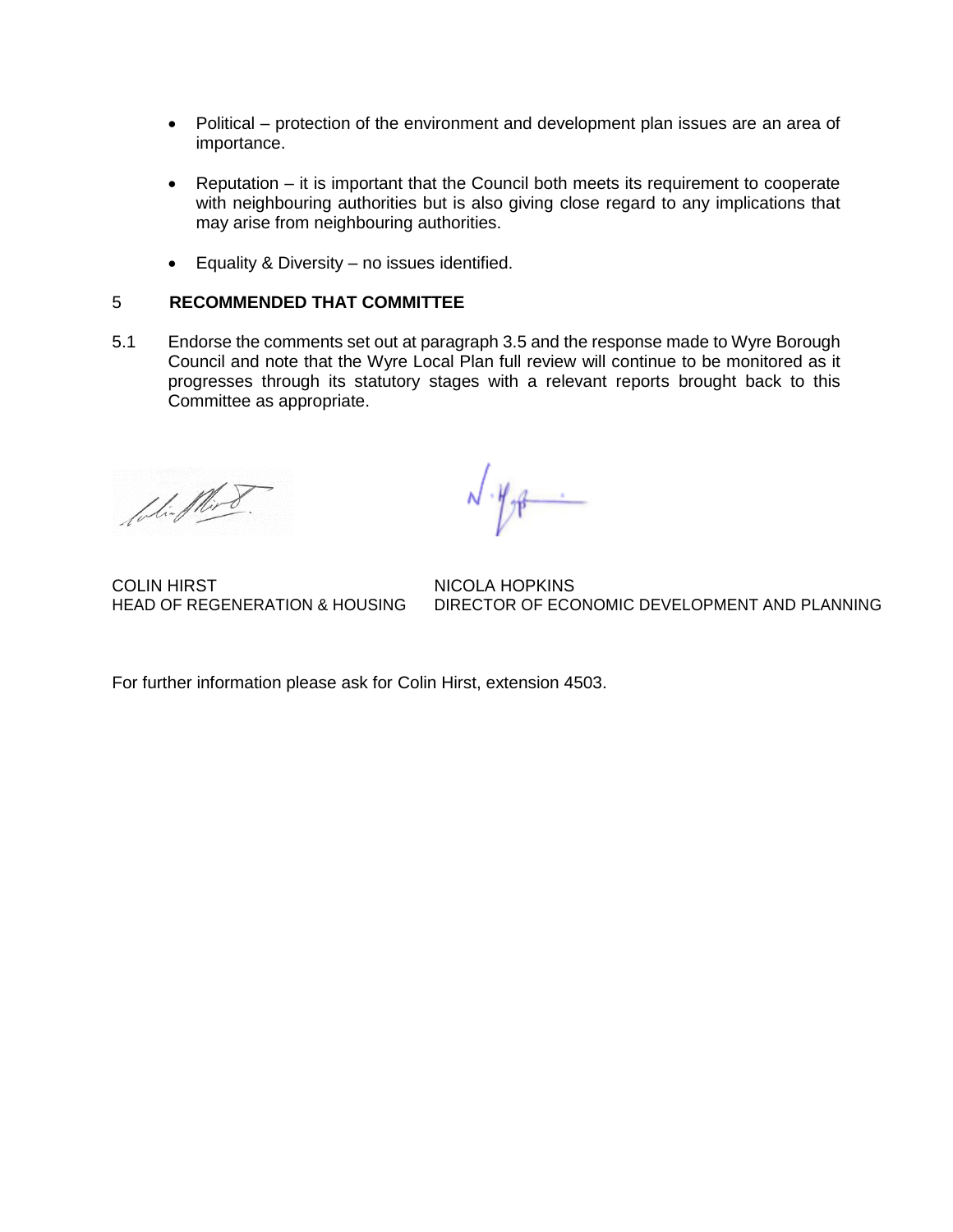- Political – protection of the environment and development plan issues are an area of importance.

- Reputation – it is important that the Council both meets its requirement to cooperate with neighbouring authorities but is also giving close regard to any implications that may arise from neighbouring authorities.

- Equality & Diversity – no issues identified.

## 5 RECOMMENDED THAT COMMITTEE

5.1 Endorse the comments set out at paragraph 3.5 and the response made to Wyre Borough Council and note that the Wyre Local Plan full review will continue to be monitored as it progresses through its statutory stages with a relevant reports brought back to this Committee as appropriate.

COLIN HIRST
HEAD OF REGENERATION & HOUSING

NICOLA HOPKINS
DIRECTOR OF ECONOMIC DEVELOPMENT AND PLANNING

For further information please ask for Colin Hirst, extension 4503.